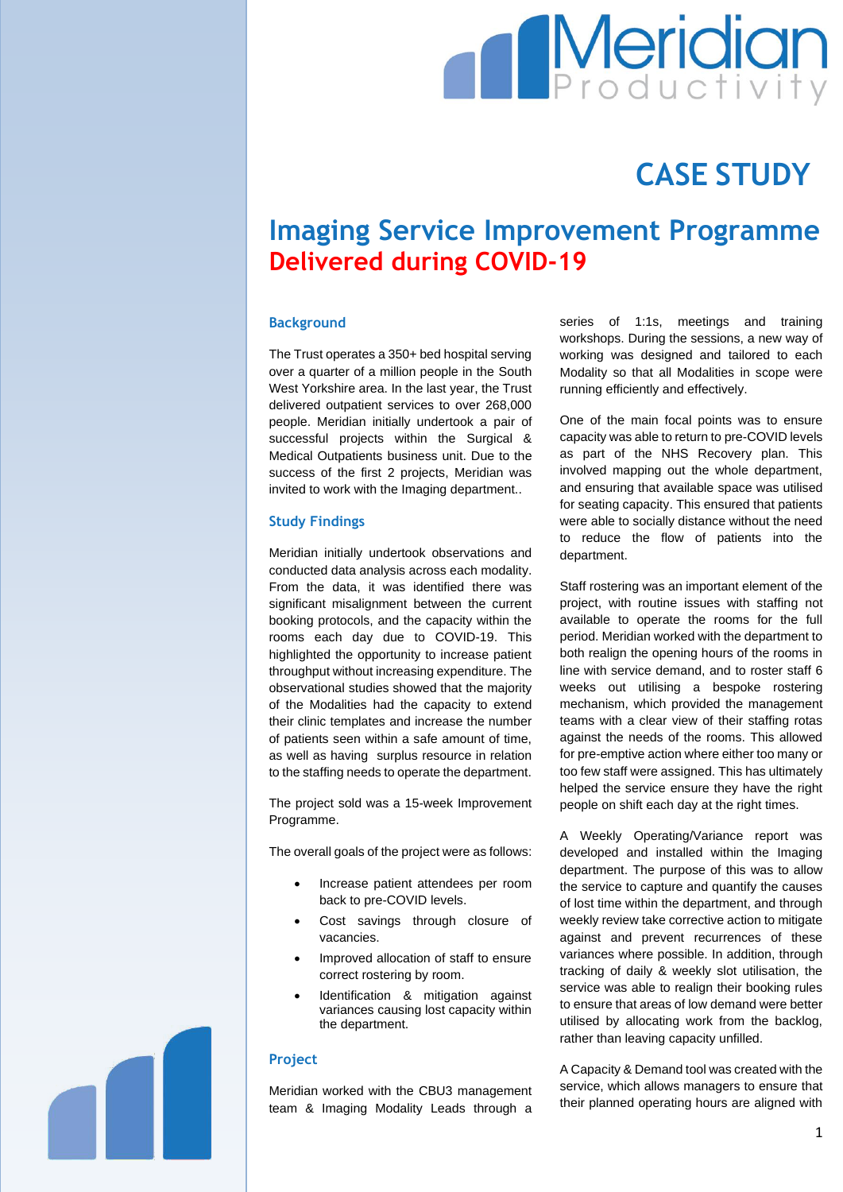# CASE STUDY

# Imaging Service Improvement Programme
## Delivered during COVID-19

### Background

The Trust operates a 350+ bed hospital serving over a quarter of a million people in the South West Yorkshire area. In the last year, the Trust delivered outpatient services to over 268,000 people. Meridian initially undertook a pair of successful projects within the Surgical & Medical Outpatients business unit. Due to the success of the first 2 projects, Meridian was invited to work with the Imaging department..

### Study Findings

Meridian initially undertook observations and conducted data analysis across each modality. From the data, it was identified there was significant misalignment between the current booking protocols, and the capacity within the rooms each day due to COVID-19. This highlighted the opportunity to increase patient throughput without increasing expenditure. The observational studies showed that the majority of the Modalities had the capacity to extend their clinic templates and increase the number of patients seen within a safe amount of time, as well as having surplus resource in relation to the staffing needs to operate the department.

The project sold was a 15-week Improvement Programme.

The overall goals of the project were as follows:

- Increase patient attendees per room back to pre-COVID levels.
- Cost savings through closure of vacancies.
- Improved allocation of staff to ensure correct rostering by room.
- Identification & mitigation against variances causing lost capacity within the department.

### Project

Meridian worked with the CBU3 management team & Imaging Modality Leads through a series of 1:1s, meetings and training workshops. During the sessions, a new way of working was designed and tailored to each Modality so that all Modalities in scope were running efficiently and effectively.

One of the main focal points was to ensure capacity was able to return to pre-COVID levels as part of the NHS Recovery plan. This involved mapping out the whole department, and ensuring that available space was utilised for seating capacity. This ensured that patients were able to socially distance without the need to reduce the flow of patients into the department.

Staff rostering was an important element of the project, with routine issues with staffing not available to operate the rooms for the full period. Meridian worked with the department to both realign the opening hours of the rooms in line with service demand, and to roster staff 6 weeks out utilising a bespoke rostering mechanism, which provided the management teams with a clear view of their staffing rotas against the needs of the rooms. This allowed for pre-emptive action where either too many or too few staff were assigned. This has ultimately helped the service ensure they have the right people on shift each day at the right times.

A Weekly Operating/Variance report was developed and installed within the Imaging department. The purpose of this was to allow the service to capture and quantify the causes of lost time within the department, and through weekly review take corrective action to mitigate against and prevent recurrences of these variances where possible. In addition, through tracking of daily & weekly slot utilisation, the service was able to realign their booking rules to ensure that areas of low demand were better utilised by allocating work from the backlog, rather than leaving capacity unfilled.

A Capacity & Demand tool was created with the service, which allows managers to ensure that their planned operating hours are aligned with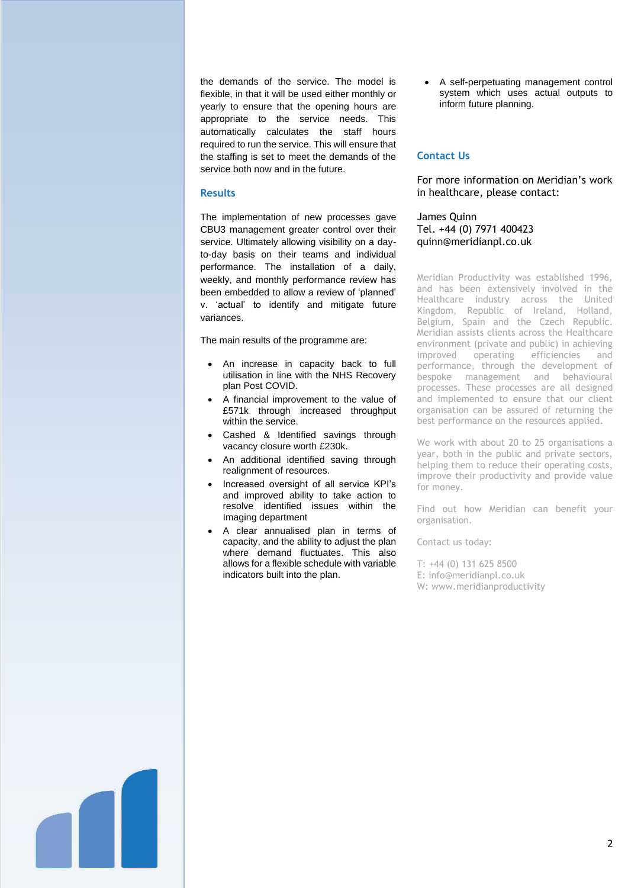the demands of the service. The model is flexible, in that it will be used either monthly or yearly to ensure that the opening hours are appropriate to the service needs. This automatically calculates the staff hours required to run the service. This will ensure that the staffing is set to meet the demands of the service both now and in the future.

## Results

The implementation of new processes gave CBU3 management greater control over their service. Ultimately allowing visibility on a day-to-day basis on their teams and individual performance. The installation of a daily, weekly, and monthly performance review has been embedded to allow a review of 'planned' v. 'actual' to identify and mitigate future variances.

The main results of the programme are:

- An increase in capacity back to full utilisation in line with the NHS Recovery plan Post COVID.
- A financial improvement to the value of £571k through increased throughput within the service.
- Cashed & Identified savings through vacancy closure worth £230k.
- An additional identified saving through realignment of resources.
- Increased oversight of all service KPI's and improved ability to take action to resolve identified issues within the Imaging department
- A clear annualised plan in terms of capacity, and the ability to adjust the plan where demand fluctuates. This also allows for a flexible schedule with variable indicators built into the plan.
- A self-perpetuating management control system which uses actual outputs to inform future planning.

## Contact Us

For more information on Meridian's work in healthcare, please contact:

James Quinn
Tel. +44 (0) 7971 400423
quinn@meridianpl.co.uk

Meridian Productivity was established 1996, and has been extensively involved in the Healthcare industry across the United Kingdom, Republic of Ireland, Holland, Belgium, Spain and the Czech Republic. Meridian assists clients across the Healthcare environment (private and public) in achieving improved operating efficiencies and performance, through the development of bespoke management and behavioural processes. These processes are all designed and implemented to ensure that our client organisation can be assured of returning the best performance on the resources applied.

We work with about 20 to 25 organisations a year, both in the public and private sectors, helping them to reduce their operating costs, improve their productivity and provide value for money.

Find out how Meridian can benefit your organisation.

Contact us today:

T: +44 (0) 131 625 8500
E: info@meridianpl.co.uk
W: www.meridianproductivity